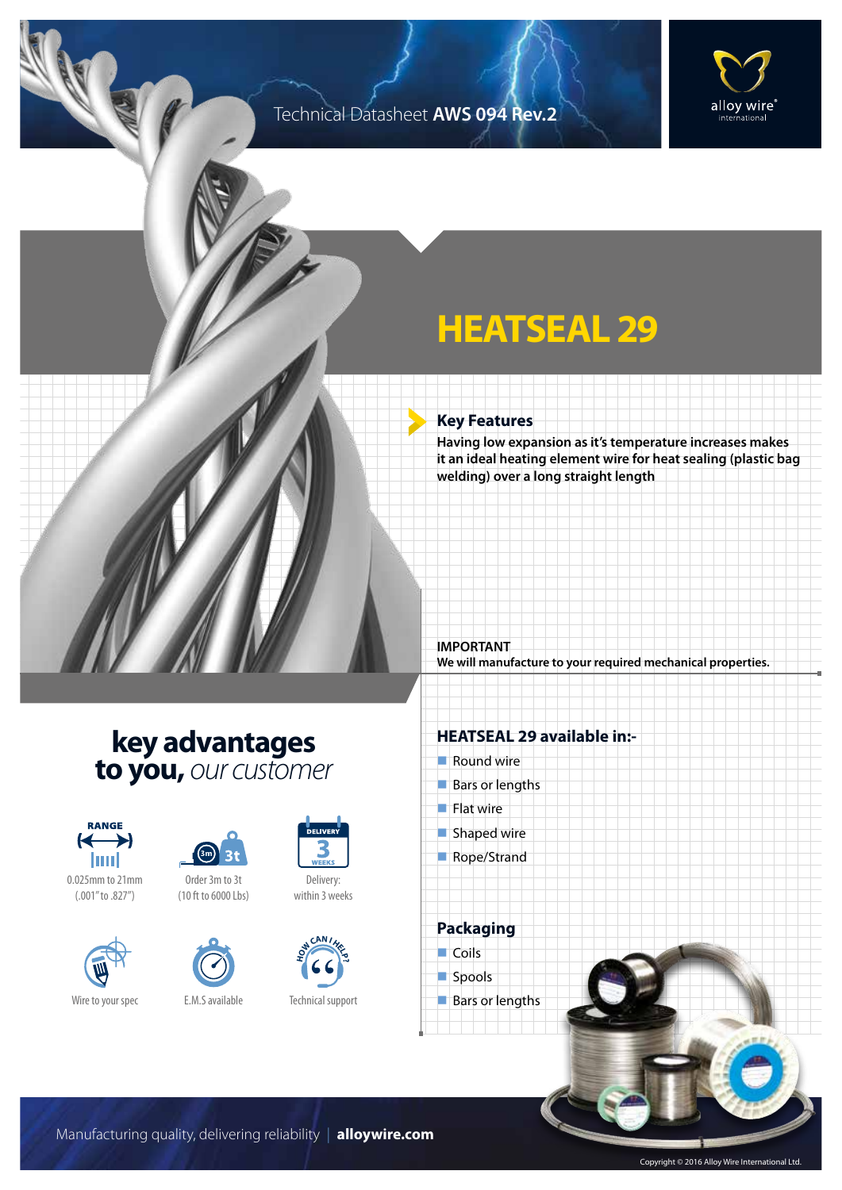Technical Datasheet **AWS 094 Rev.2**

# HEATSEAL 29

## Key Features

**Having low expansion as it's temperature increases makes it an ideal heating element wire for heat sealing (plastic bag welding) over a long straight length**

**IMPORTANT**
**We will manufacture to your required mechanical properties.**

## key advantages to you, *our customer*

- RANGE: 0.025mm to 21mm (.001" to .827")
- Order 3m to 3t (10 ft to 6000 Lbs)
- Delivery: within 3 weeks
- Wire to your spec
- E.M.S available
- Technical support

## HEATSEAL 29 available in:-

- Round wire
- Bars or lengths
- Flat wire
- Shaped wire
- Rope/Strand

## Packaging

- Coils
- Spools
- Bars or lengths

Manufacturing quality, delivering reliability | **alloywire.com**

Copyright © 2016 Alloy Wire International Ltd.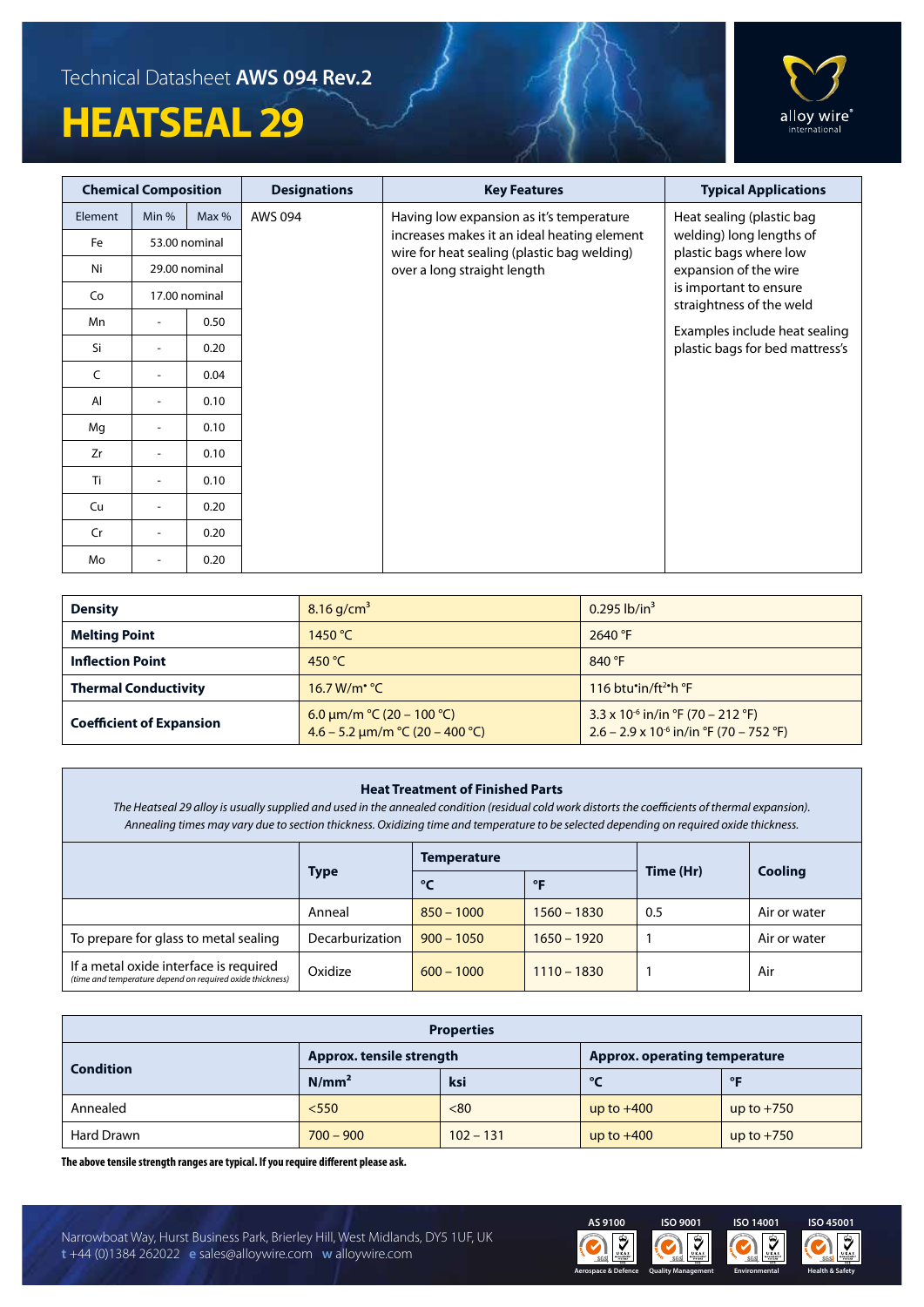Technical Datasheet **AWS 094 Rev.2**

# HEATSEAL 29

| Chemical Composition | | | Designations | Key Features | Typical Applications |
|---|---|---|---|---|---|
| Element | Min % | Max % | AWS 094 | Having low expansion as it's temperature increases makes it an ideal heating element wire for heat sealing (plastic bag welding) over a long straight length | Heat sealing (plastic bag welding) long lengths of plastic bags where low expansion of the wire is important to ensure straightness of the weld<br><br>Examples include heat sealing plastic bags for bed mattress's |
| Fe | 53.00 nominal | | | | |
| Ni | 29.00 nominal | | | | |
| Co | 17.00 nominal | | | | |
| Mn | - | 0.50 | | | |
| Si | - | 0.20 | | | |
| C | - | 0.04 | | | |
| Al | - | 0.10 | | | |
| Mg | - | 0.10 | | | |
| Zr | - | 0.10 | | | |
| Ti | - | 0.10 | | | |
| Cu | - | 0.20 | | | |
| Cr | - | 0.20 | | | |
| Mo | - | 0.20 | | | |

| | | |
|---|---|---|
| **Density** | 8.16 g/cm³ | 0.295 lb/in³ |
| **Melting Point** | 1450 °C | 2640 °F |
| **Inflection Point** | 450 °C | 840 °F |
| **Thermal Conductivity** | 16.7 W/m•°C | 116 btu•in/ft²•h °F |
| **Coefficient of Expansion** | 6.0 µm/m °C (20 – 100 °C)<br>4.6 – 5.2 µm/m °C (20 – 400 °C) | 3.3 x $10^{-6}$ in/in °F (70 – 212 °F)<br>2.6 – 2.9 x $10^{-6}$ in/in °F (70 – 752 °F) |

**Heat Treatment of Finished Parts**

*The Heatseal 29 alloy is usually supplied and used in the annealed condition (residual cold work distorts the coefficients of thermal expansion). Annealing times may vary due to section thickness. Oxidizing time and temperature to be selected depending on required oxide thickness.*

| | Type | Temperature | | Time (Hr) | Cooling |
|---|---|---|---|---|---|
| | | °C | °F | | |
| | Anneal | 850 – 1000 | 1560 – 1830 | 0.5 | Air or water |
| To prepare for glass to metal sealing | Decarburization | 900 – 1050 | 1650 – 1920 | 1 | Air or water |
| If a metal oxide interface is required *(time and temperature depend on required oxide thickness)* | Oxidize | 600 – 1000 | 1110 – 1830 | 1 | Air |

**Properties**

| Condition | Approx. tensile strength | | Approx. operating temperature | |
|---|---|---|---|---|
| | N/mm² | ksi | °C | °F |
| Annealed | <550 | <80 | up to +400 | up to +750 |
| Hard Drawn | 700 – 900 | 102 – 131 | up to +400 | up to +750 |

**The above tensile strength ranges are typical. If you require different please ask.**

Narrowboat Way, Hurst Business Park, Brierley Hill, West Midlands, DY5 1UF, UK
t +44 (0)1384 262022 e sales@alloywire.com w alloywire.com

AS 9100 Aerospace & Defence | ISO 9001 Quality Management | ISO 14001 Environmental | ISO 45001 Health & Safety